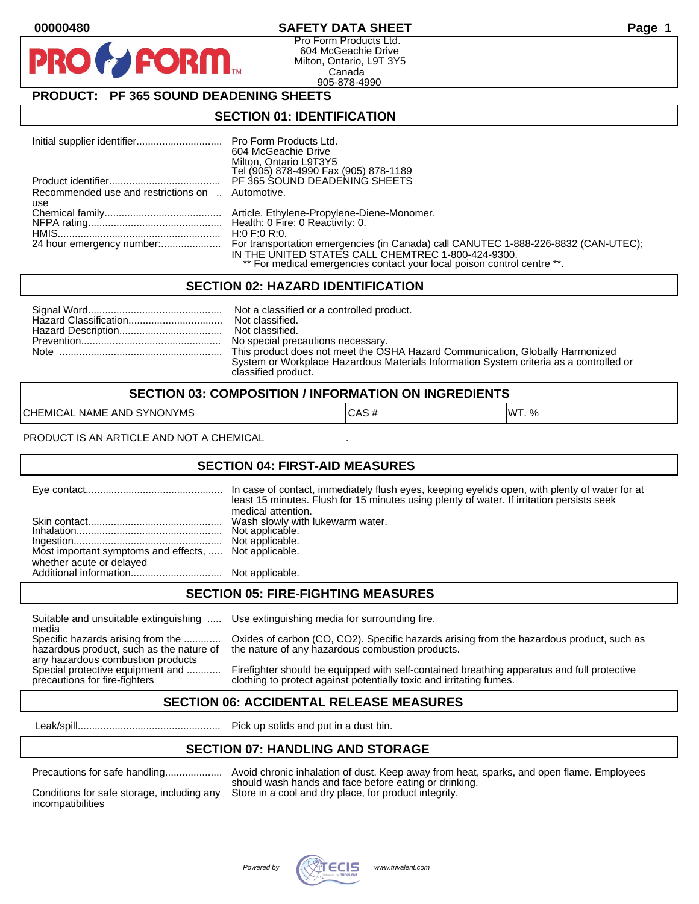00000480 **SAFETY DATA SHEET**

Pro Form Products Ltd.
604 McGeachie Drive
Milton, Ontario, L9T 3Y5
Canada
905-878-4990

## PRODUCT: PF 365 SOUND DEADENING SHEETS

## SECTION 01: IDENTIFICATION

| | |
|---|---|
| Initial supplier identifier | Pro Form Products Ltd.<br>604 McGeachie Drive<br>Milton, Ontario L9T3Y5<br>Tel (905) 878-4990 Fax (905) 878-1189 |
| Product identifier | PF 365 SOUND DEADENING SHEETS |
| Recommended use and restrictions on use | Automotive. |
| Chemical family | Article. Ethylene-Propylene-Diene-Monomer. |
| NFPA rating | Health: 0 Fire: 0 Reactivity: 0. |
| HMIS | H:0 F:0 R:0. |
| 24 hour emergency number: | For transportation emergencies (in Canada) call CANUTEC 1-888-226-8832 (CAN-UTEC); IN THE UNITED STATES CALL CHEMTREC 1-800-424-9300.<br>** For medical emergencies contact your local poison control centre **. |

## SECTION 02: HAZARD IDENTIFICATION

| | |
|---|---|
| Signal Word | Not a classified or a controlled product. |
| Hazard Classification | Not classified. |
| Hazard Description | Not classified. |
| Prevention | No special precautions necessary. |
| Note | This product does not meet the OSHA Hazard Communication, Globally Harmonized System or Workplace Hazardous Materials Information System criteria as a controlled or classified product. |

## SECTION 03: COMPOSITION / INFORMATION ON INGREDIENTS

| CHEMICAL NAME AND SYNONYMS | CAS # | WT. % |
|---|---|---|

PRODUCT IS AN ARTICLE AND NOT A CHEMICAL .

## SECTION 04: FIRST-AID MEASURES

| | |
|---|---|
| Eye contact | In case of contact, immediately flush eyes, keeping eyelids open, with plenty of water for at least 15 minutes. Flush for 15 minutes using plenty of water. If irritation persists seek medical attention. |
| Skin contact | Wash slowly with lukewarm water. |
| Inhalation | Not applicable. |
| Ingestion | Not applicable. |
| Most important symptoms and effects, whether acute or delayed | Not applicable. |
| Additional information | Not applicable. |

## SECTION 05: FIRE-FIGHTING MEASURES

| | |
|---|---|
| Suitable and unsuitable extinguishing media | Use extinguishing media for surrounding fire. |
| Specific hazards arising from the hazardous product, such as the nature of any hazardous combustion products | Oxides of carbon (CO, $CO_2$). Specific hazards arising from the hazardous product, such as the nature of any hazardous combustion products. |
| Special protective equipment and precautions for fire-fighters | Firefighter should be equipped with self-contained breathing apparatus and full protective clothing to protect against potentially toxic and irritating fumes. |

## SECTION 06: ACCIDENTAL RELEASE MEASURES

| | |
|---|---|
| Leak/spill | Pick up solids and put in a dust bin. |

## SECTION 07: HANDLING AND STORAGE

| | |
|---|---|
| Precautions for safe handling | Avoid chronic inhalation of dust. Keep away from heat, sparks, and open flame. Employees should wash hands and face before eating or drinking. |
| Conditions for safe storage, including any incompatibilities | Store in a cool and dry place, for product integrity. |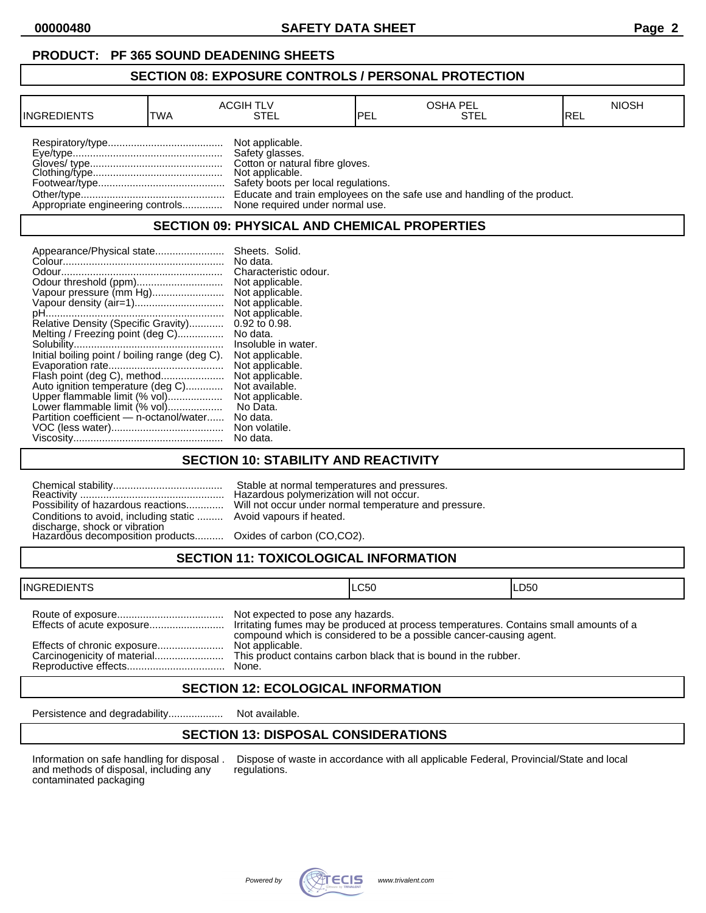**PRODUCT: PF 365 SOUND DEADENING SHEETS**

## SECTION 08: EXPOSURE CONTROLS / PERSONAL PROTECTION

| INGREDIENTS | ACGIH TLV | | OSHA PEL | | NIOSH |
|---|---|---|---|---|---|
| | TWA | STEL | PEL | STEL | REL |

Respiratory/type........................................ Not applicable.
Eye/type.................................................... Safety glasses.
Gloves/ type.............................................. Cotton or natural fibre gloves.
Clothing/type............................................. Not applicable.
Footwear/type............................................ Safety boots per local regulations.
Other/type.................................................. Educate and train employees on the safe use and handling of the product.
Appropriate engineering controls.............. None required under normal use.

## SECTION 09: PHYSICAL AND CHEMICAL PROPERTIES

Appearance/Physical state........................ Sheets. Solid.
Colour......................................................... No data.
Odour.......................................................... Characteristic odour.
Odour threshold (ppm).............................. Not applicable.
Vapour pressure (mm Hg)......................... Not applicable.
Vapour density (air=1)............................... Not applicable.
pH............................................................... Not applicable.
Relative Density (Specific Gravity)............ 0.92 to 0.98.
Melting / Freezing point (deg C)................ No data.
Solubility.................................................... Insoluble in water.
Initial boiling point / boiling range (deg C). Not applicable.
Evaporation rate......................................... Not applicable.
Flash point (deg C), method...................... Not applicable.
Auto ignition temperature (deg C)............. Not available.
Upper flammable limit (% vol)................... Not applicable.
Lower flammable limit (% vol)................... No Data.
Partition coefficient — n-octanol/water...... No data.
VOC (less water)....................................... Non volatile.
Viscosity.................................................... No data.

## SECTION 10: STABILITY AND REACTIVITY

Chemical stability...................................... Stable at normal temperatures and pressures.
Reactivity .................................................. Hazardous polymerization will not occur.
Possibility of hazardous reactions............. Will not occur under normal temperature and pressure.
Conditions to avoid, including static discharge, shock or vibration ......... Avoid vapours if heated.
Hazardous decomposition products.......... Oxides of carbon (CO,CO2).

## SECTION 11: TOXICOLOGICAL INFORMATION

| INGREDIENTS | LC50 | LD50 |
|---|---|---|

Route of exposure..................................... Not expected to pose any hazards.
Effects of acute exposure.......................... Irritating fumes may be produced at process temperatures. Contains small amounts of a compound which is considered to be a possible cancer-causing agent.
Effects of chronic exposure....................... Not applicable.
Carcinogenicity of material........................ This product contains carbon black that is bound in the rubber.
Reproductive effects.................................. None.

## SECTION 12: ECOLOGICAL INFORMATION

Persistence and degradability................... Not available.

## SECTION 13: DISPOSAL CONSIDERATIONS

Information on safe handling for disposal and methods of disposal, including any contaminated packaging . Dispose of waste in accordance with all applicable Federal, Provincial/State and local regulations.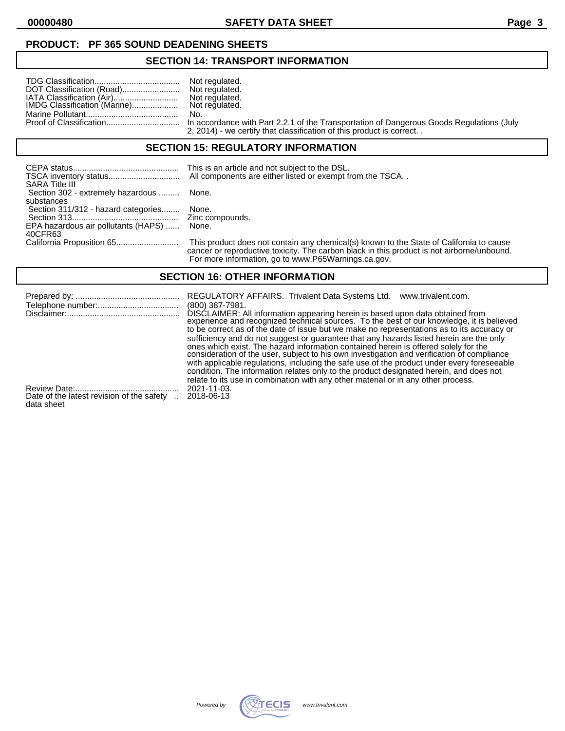**PRODUCT: PF 365 SOUND DEADENING SHEETS**

## SECTION 14: TRANSPORT INFORMATION

| | |
|---|---|
| TDG Classification | Not regulated. |
| DOT Classification (Road) | Not regulated. |
| IATA Classification (Air) | Not regulated. |
| IMDG Classification (Marine) | Not regulated. |
| Marine Pollutant | No. |
| Proof of Classification | In accordance with Part 2.2.1 of the Transportation of Dangerous Goods Regulations (July 2, 2014) - we certify that classification of this product is correct. . |

## SECTION 15: REGULATORY INFORMATION

| | |
|---|---|
| CEPA status | This is an article and not subject to the DSL. |
| TSCA inventory status | All components are either listed or exempt from the TSCA. . |
| SARA Title III | |
| Section 302 - extremely hazardous substances | None. |
| Section 311/312 - hazard categories | None. |
| Section 313 | Zinc compounds. |
| EPA hazardous air pollutants (HAPS) 40CFR63 | None. |
| California Proposition 65 | This product does not contain any chemical(s) known to the State of California to cause cancer or reproductive toxicity. The carbon black in this product is not airborne/unbound. For more information, go to www.P65Warnings.ca.gov. |

## SECTION 16: OTHER INFORMATION

| | |
|---|---|
| Prepared by: | REGULATORY AFFAIRS. Trivalent Data Systems Ltd. www.trivalent.com. |
| Telephone number: | (800) 387-7981. |
| Disclaimer: | DISCLAIMER: All information appearing herein is based upon data obtained from experience and recognized technical sources. To the best of our knowledge, it is believed to be correct as of the date of issue but we make no representations as to its accuracy or sufficiency and do not suggest or guarantee that any hazards listed herein are the only ones which exist. The hazard information contained herein is offered solely for the consideration of the user, subject to his own investigation and verification of compliance with applicable regulations, including the safe use of the product under every foreseeable condition. The information relates only to the product designated herein, and does not relate to its use in combination with any other material or in any other process. |
| Review Date: | 2021-11-03. |
| Date of the latest revision of the safety data sheet | 2018-06-13 |